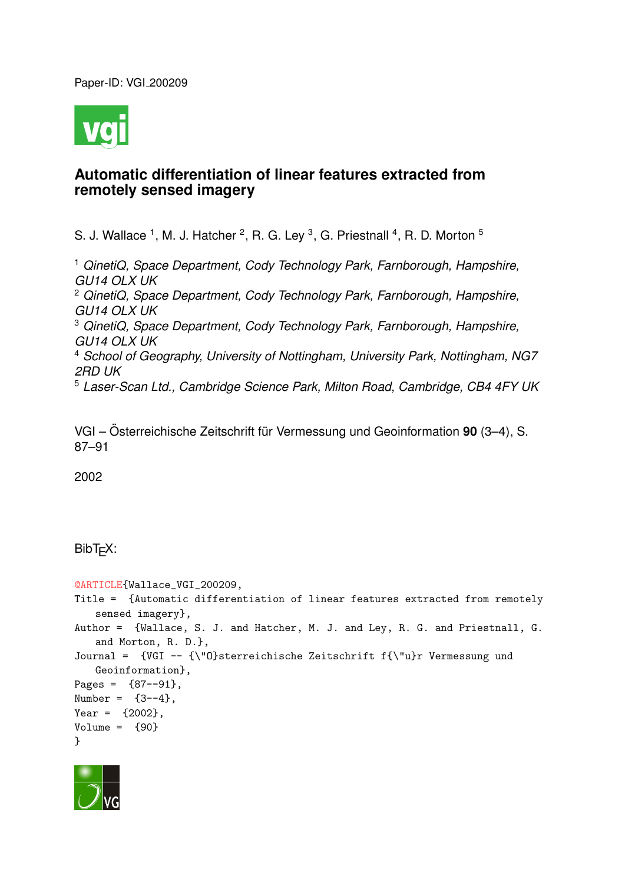Paper-ID: VGI_200209

# Automatic differentiation of linear features extracted from remotely sensed imagery

S. J. Wallace [1], M. J. Hatcher [2], R. G. Ley [3], G. Priestnall [4], R. D. Morton [5]

[1] *QinetiQ, Space Department, Cody Technology Park, Farnborough, Hampshire, GU14 OLX UK*
[2] *QinetiQ, Space Department, Cody Technology Park, Farnborough, Hampshire, GU14 OLX UK*
[3] *QinetiQ, Space Department, Cody Technology Park, Farnborough, Hampshire, GU14 OLX UK*
[4] *School of Geography, University of Nottingham, University Park, Nottingham, NG7 2RD UK*
[5] *Laser-Scan Ltd., Cambridge Science Park, Milton Road, Cambridge, CB4 4FY UK*

VGI – Österreichische Zeitschrift für Vermessung und Geoinformation **90** (3–4), S. 87–91

2002

BibTEX:

```
@ARTICLE{Wallace_VGI_200209,
Title = {Automatic differentiation of linear features extracted from remotely
    sensed imagery},
Author = {Wallace, S. J. and Hatcher, M. J. and Ley, R. G. and Priestnall, G.
    and Morton, R. D.},
Journal = {VGI -- {\"O}sterreichische Zeitschrift f{\"u}r Vermessung und
    Geoinformation},
Pages = {87--91},
Number = {3--4},
Year = {2002},
Volume = {90}
}
```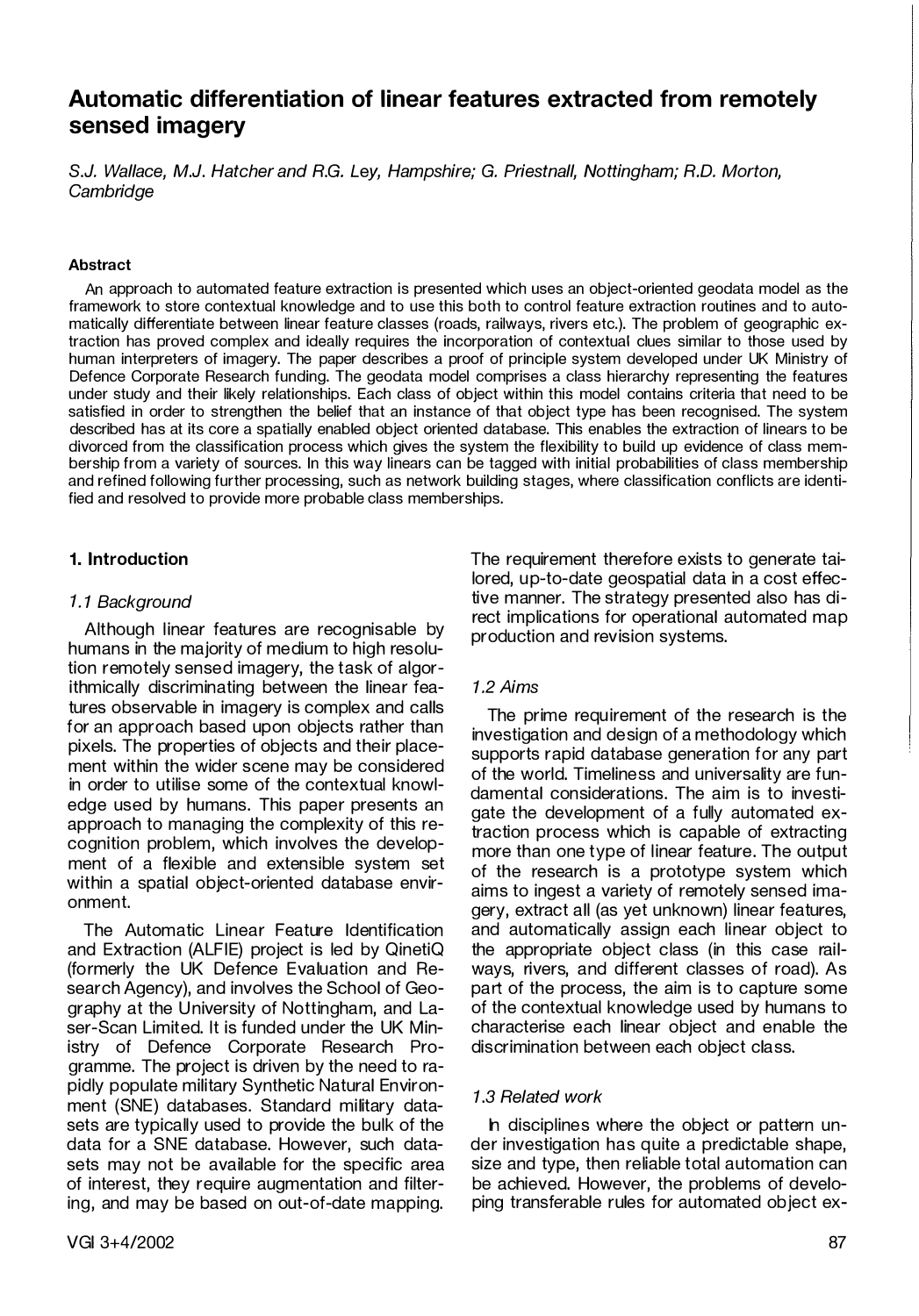# Automatic differentiation of linear features extracted from remotely sensed imagery

*S.J. Wallace, M.J. Hatcher and R.G. Ley, Hampshire; G. Priestnall, Nottingham; R.D. Morton, Cambridge*

**Abstract**

An approach to automated feature extraction is presented which uses an object-oriented geodata model as the framework to store contextual knowledge and to use this both to control feature extraction routines and to automatically differentiate between linear feature classes (roads, railways, rivers etc.). The problem of geographic extraction has proved complex and ideally requires the incorporation of contextual clues similar to those used by human interpreters of imagery. The paper describes a proof of principle system developed under UK Ministry of Defence Corporate Research funding. The geodata model comprises a class hierarchy representing the features under study and their likely relationships. Each class of object within this model contains criteria that need to be satisfied in order to strengthen the belief that an instance of that object type has been recognised. The system described has at its core a spatially enabled object oriented database. This enables the extraction of linears to be divorced from the classification process which gives the system the flexibility to build up evidence of class membership from a variety of sources. In this way linears can be tagged with initial probabilities of class membership and refined following further processing, such as network building stages, where classification conflicts are identified and resolved to provide more probable class memberships.

## 1. Introduction

### *1.1 Background*

Although linear features are recognisable by humans in the majority of medium to high resolution remotely sensed imagery, the task of algorithmically discriminating between the linear features observable in imagery is complex and calls for an approach based upon objects rather than pixels. The properties of objects and their placement within the wider scene may be considered in order to utilise some of the contextual knowledge used by humans. This paper presents an approach to managing the complexity of this recognition problem, which involves the development of a flexible and extensible system set within a spatial object-oriented database environment.

The Automatic Linear Feature Identification and Extraction (ALFIE) project is led by QinetiQ (formerly the UK Defence Evaluation and Research Agency), and involves the School of Geography at the University of Nottingham, and Laser-Scan Limited. It is funded under the UK Ministry of Defence Corporate Research Programme. The project is driven by the need to rapidly populate military Synthetic Natural Environment (SNE) databases. Standard military datasets are typically used to provide the bulk of the data for a SNE database. However, such datasets may not be available for the specific area of interest, they require augmentation and filtering, and may be based on out-of-date mapping. The requirement therefore exists to generate tailored, up-to-date geospatial data in a cost effective manner. The strategy presented also has direct implications for operational automated map production and revision systems.

### *1.2 Aims*

The prime requirement of the research is the investigation and design of a methodology which supports rapid database generation for any part of the world. Timeliness and universality are fundamental considerations. The aim is to investigate the development of a fully automated extraction process which is capable of extracting more than one type of linear feature. The output of the research is a prototype system which aims to ingest a variety of remotely sensed imagery, extract all (as yet unknown) linear features, and automatically assign each linear object to the appropriate object class (in this case railways, rivers, and different classes of road). As part of the process, the aim is to capture some of the contextual knowledge used by humans to characterise each linear object and enable the discrimination between each object class.

### *1.3 Related work*

In disciplines where the object or pattern under investigation has quite a predictable shape, size and type, then reliable total automation can be achieved. However, the problems of developing transferable rules for automated object ex-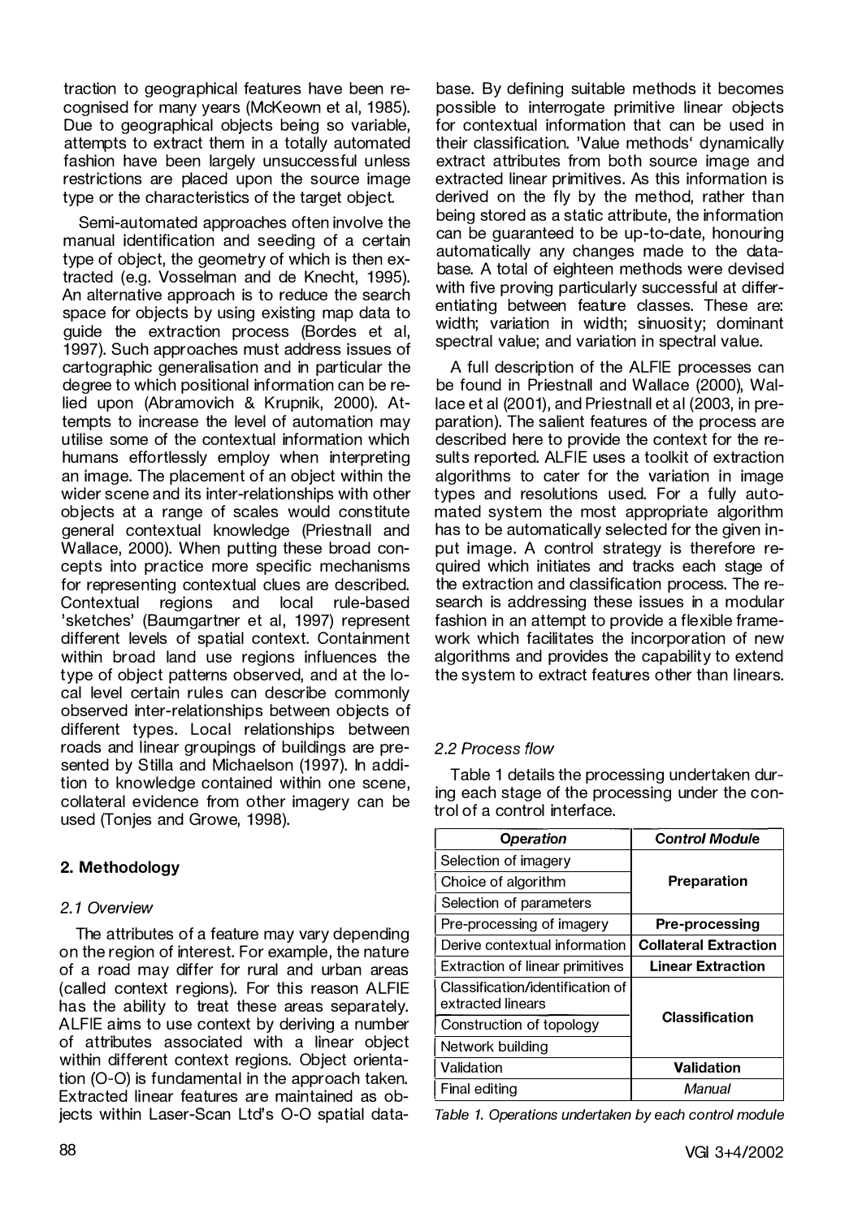traction to geographical features have been recognised for many years (McKeown et al, 1985). Due to geographical objects being so variable, attempts to extract them in a totally automated fashion have been largely unsuccessful unless restrictions are placed upon the source image type or the characteristics of the target object.

Semi-automated approaches often involve the manual identification and seeding of a certain type of object, the geometry of which is then extracted (e.g. Vosselman and de Knecht, 1995). An alternative approach is to reduce the search space for objects by using existing map data to guide the extraction process (Bordes et al, 1997). Such approaches must address issues of cartographic generalisation and in particular the degree to which positional information can be relied upon (Abramovich & Krupnik, 2000). Attempts to increase the level of automation may utilise some of the contextual information which humans effortlessly employ when interpreting an image. The placement of an object within the wider scene and its inter-relationships with other objects at a range of scales would constitute general contextual knowledge (Priestnall and Wallace, 2000). When putting these broad concepts into practice more specific mechanisms for representing contextual clues are described. Contextual regions and local rule-based 'sketches' (Baumgartner et al, 1997) represent different levels of spatial context. Containment within broad land use regions influences the type of object patterns observed, and at the local level certain rules can describe commonly observed inter-relationships between objects of different types. Local relationships between roads and linear groupings of buildings are presented by Stilla and Michaelson (1997). In addition to knowledge contained within one scene, collateral evidence from other imagery can be used (Tonjes and Growe, 1998).

## 2. Methodology

### *2.1 Overview*

The attributes of a feature may vary depending on the region of interest. For example, the nature of a road may differ for rural and urban areas (called context regions). For this reason ALFIE has the ability to treat these areas separately. ALFIE aims to use context by deriving a number of attributes associated with a linear object within different context regions. Object orientation (O-O) is fundamental in the approach taken. Extracted linear features are maintained as objects within Laser-Scan Ltd's O-O spatial database. By defining suitable methods it becomes possible to interrogate primitive linear objects for contextual information that can be used in their classification. 'Value methods' dynamically extract attributes from both source image and extracted linear primitives. As this information is derived on the fly by the method, rather than being stored as a static attribute, the information can be guaranteed to be up-to-date, honouring automatically any changes made to the database. A total of eighteen methods were devised with five proving particularly successful at differentiating between feature classes. These are: width; variation in width; sinuosity; dominant spectral value; and variation in spectral value.

A full description of the ALFIE processes can be found in Priestnall and Wallace (2000), Wallace et al (2001), and Priestnall et al (2003, in preparation). The salient features of the process are described here to provide the context for the results reported. ALFIE uses a toolkit of extraction algorithms to cater for the variation in image types and resolutions used. For a fully automated system the most appropriate algorithm has to be automatically selected for the given input image. A control strategy is therefore required which initiates and tracks each stage of the extraction and classification process. The research is addressing these issues in a modular fashion in an attempt to provide a flexible framework which facilitates the incorporation of new algorithms and provides the capability to extend the system to extract features other than linears.

### *2.2 Process flow*

Table 1 details the processing undertaken during each stage of the processing under the control of a control interface.

| Operation | Control Module |
|---|---|
| Selection of imagery | **Preparation** |
| Choice of algorithm | |
| Selection of parameters | |
| Pre-processing of imagery | **Pre-processing** |
| Derive contextual information | **Collateral Extraction** |
| Extraction of linear primitives | **Linear Extraction** |
| Classification/identification of extracted linears | **Classification** |
| Construction of topology | |
| Network building | |
| Validation | **Validation** |
| Final editing | *Manual* |

*Table 1. Operations undertaken by each control module*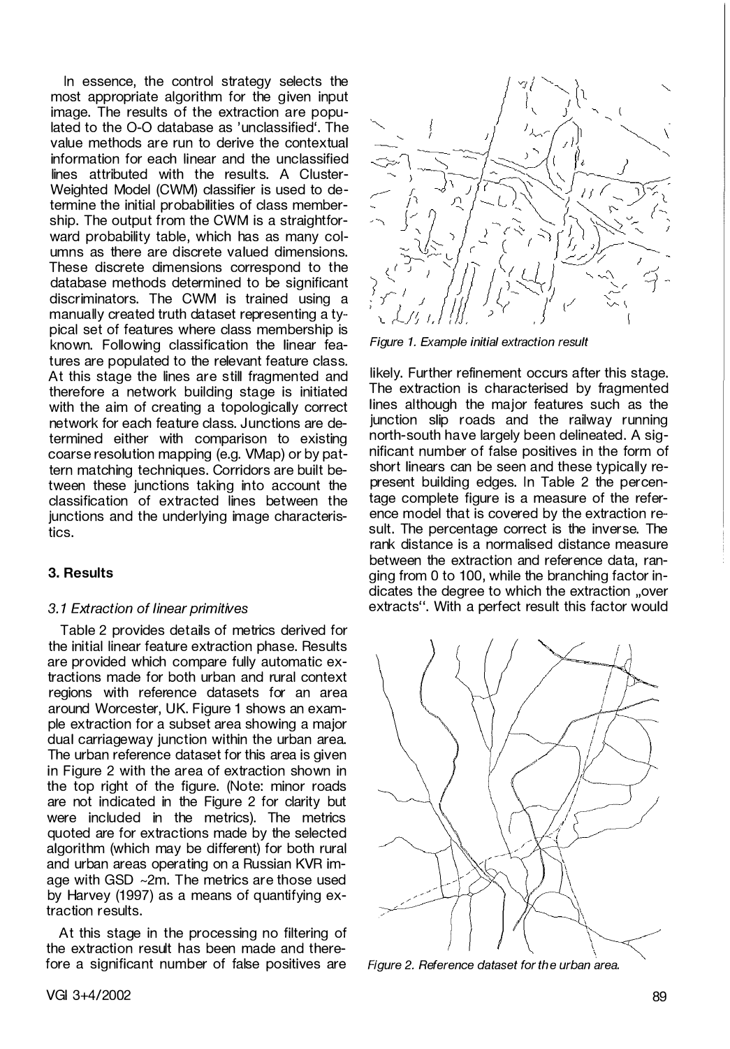In essence, the control strategy selects the most appropriate algorithm for the given input image. The results of the extraction are populated to the O-O database as 'unclassified'. The value methods are run to derive the contextual information for each linear and the unclassified lines attributed with the results. A Cluster-Weighted Model (CWM) classifier is used to determine the initial probabilities of class membership. The output from the CWM is a straightforward probability table, which has as many columns as there are discrete valued dimensions. These discrete dimensions correspond to the database methods determined to be significant discriminators. The CWM is trained using a manually created truth dataset representing a typical set of features where class membership is known. Following classification the linear features are populated to the relevant feature class. At this stage the lines are still fragmented and therefore a network building stage is initiated with the aim of creating a topologically correct network for each feature class. Junctions are determined either with comparison to existing coarse resolution mapping (e.g. VMap) or by pattern matching techniques. Corridors are built between these junctions taking into account the classification of extracted lines between the junctions and the underlying image characteristics.

### 3. Results

#### 3.1 Extraction of linear primitives

Table 2 provides details of metrics derived for the initial linear feature extraction phase. Results are provided which compare fully automatic extractions made for both urban and rural context regions with reference datasets for an area around Worcester, UK. Figure 1 shows an example extraction for a subset area showing a major dual carriageway junction within the urban area. The urban reference dataset for this area is given in Figure 2 with the area of extraction shown in the top right of the figure. (Note: minor roads are not indicated in the Figure 2 for clarity but were included in the metrics). The metrics quoted are for extractions made by the selected algorithm (which may be different) for both rural and urban areas operating on a Russian KVR image with GSD ~2m. The metrics are those used by Harvey (1997) as a means of quantifying extraction results.

At this stage in the processing no filtering of the extraction result has been made and therefore a significant number of false positives are likely. Further refinement occurs after this stage. The extraction is characterised by fragmented lines although the major features such as the junction slip roads and the railway running north-south have largely been delineated. A significant number of false positives in the form of short linears can be seen and these typically represent building edges. In Table 2 the percentage complete figure is a measure of the reference model that is covered by the extraction result. The percentage correct is the inverse. The rank distance is a normalised distance measure between the extraction and reference data, ranging from 0 to 100, while the branching factor indicates the degree to which the extraction „over extracts". With a perfect result this factor would

*Figure 1. Example initial extraction result*

*Figure 2. Reference dataset for the urban area.*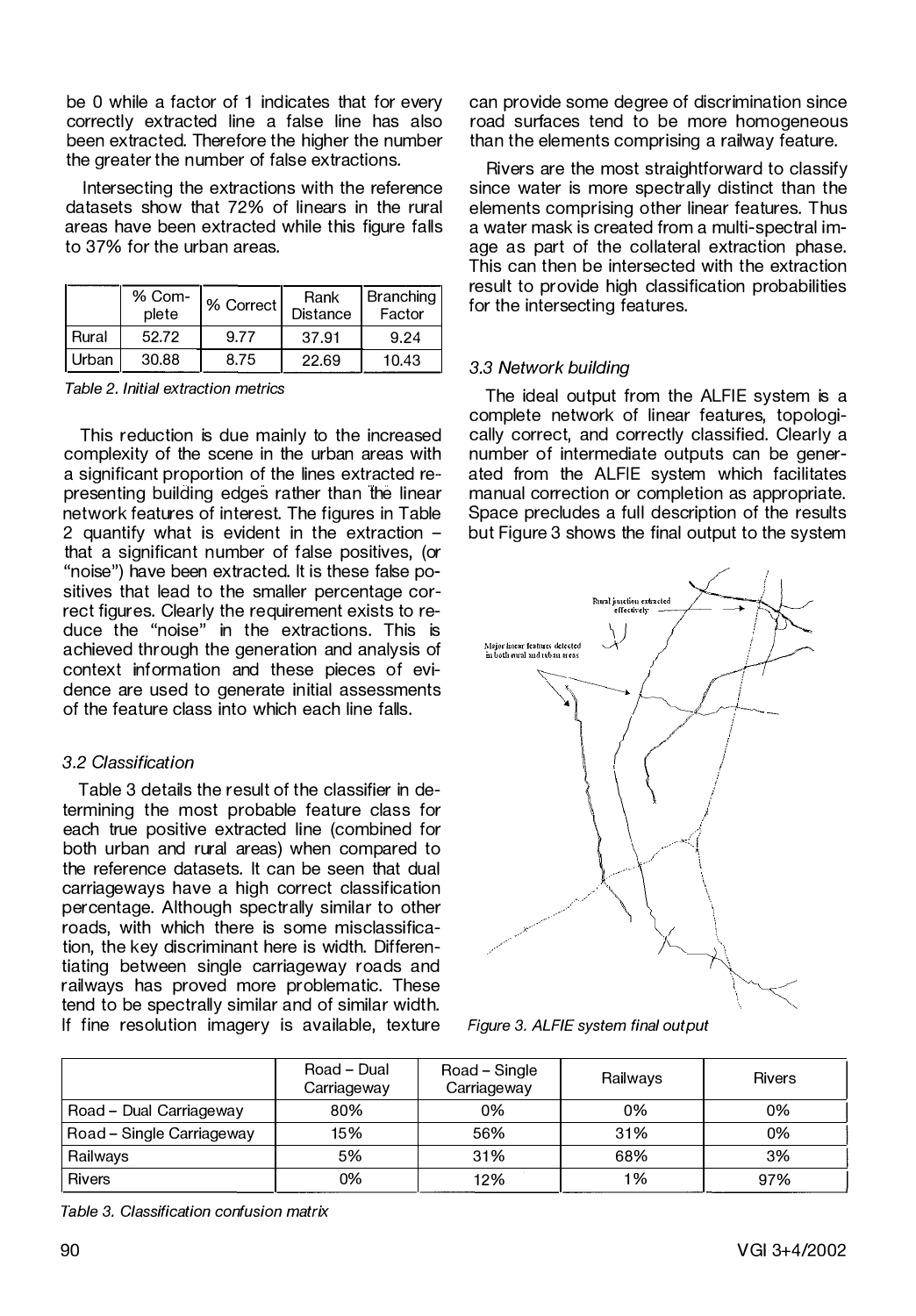be 0 while a factor of 1 indicates that for every correctly extracted line a false line has also been extracted. Therefore the higher the number the greater the number of false extractions.

Intersecting the extractions with the reference datasets show that 72% of linears in the rural areas have been extracted while this figure falls to 37% for the urban areas.

| | % Complete | % Correct | Rank Distance | Branching Factor |
|---|---|---|---|---|
| Rural | 52.72 | 9.77 | 37.91 | 9.24 |
| Urban | 30.88 | 8.75 | 22.69 | 10.43 |

*Table 2. Initial extraction metrics*

This reduction is due mainly to the increased complexity of the scene in the urban areas with a significant proportion of the lines extracted representing building edges rather than the linear network features of interest. The figures in Table 2 quantify what is evident in the extraction – that a significant number of false positives, (or "noise") have been extracted. It is these false positives that lead to the smaller percentage correct figures. Clearly the requirement exists to reduce the "noise" in the extractions. This is achieved through the generation and analysis of context information and these pieces of evidence are used to generate initial assessments of the feature class into which each line falls.

### 3.2 Classification

Table 3 details the result of the classifier in determining the most probable feature class for each true positive extracted line (combined for both urban and rural areas) when compared to the reference datasets. It can be seen that dual carriageways have a high correct classification percentage. Although spectrally similar to other roads, with which there is some misclassification, the key discriminant here is width. Differentiating between single carriageway roads and railways has proved more problematic. These tend to be spectrally similar and of similar width. If fine resolution imagery is available, texture can provide some degree of discrimination since road surfaces tend to be more homogeneous than the elements comprising a railway feature.

Rivers are the most straightforward to classify since water is more spectrally distinct than the elements comprising other linear features. Thus a water mask is created from a multi-spectral image as part of the collateral extraction phase. This can then be intersected with the extraction result to provide high classification probabilities for the intersecting features.

### 3.3 Network building

The ideal output from the ALFIE system is a complete network of linear features, topologically correct, and correctly classified. Clearly a number of intermediate outputs can be generated from the ALFIE system which facilitates manual correction or completion as appropriate. Space precludes a full description of the results but Figure 3 shows the final output to the system

*Figure 3. ALFIE system final output*

| | Road – Dual Carriageway | Road – Single Carriageway | Railways | Rivers |
|---|---|---|---|---|
| Road – Dual Carriageway | 80% | 0% | 0% | 0% |
| Road – Single Carriageway | 15% | 56% | 31% | 0% |
| Railways | 5% | 31% | 68% | 3% |
| Rivers | 0% | 12% | 1% | 97% |

*Table 3. Classification confusion matrix*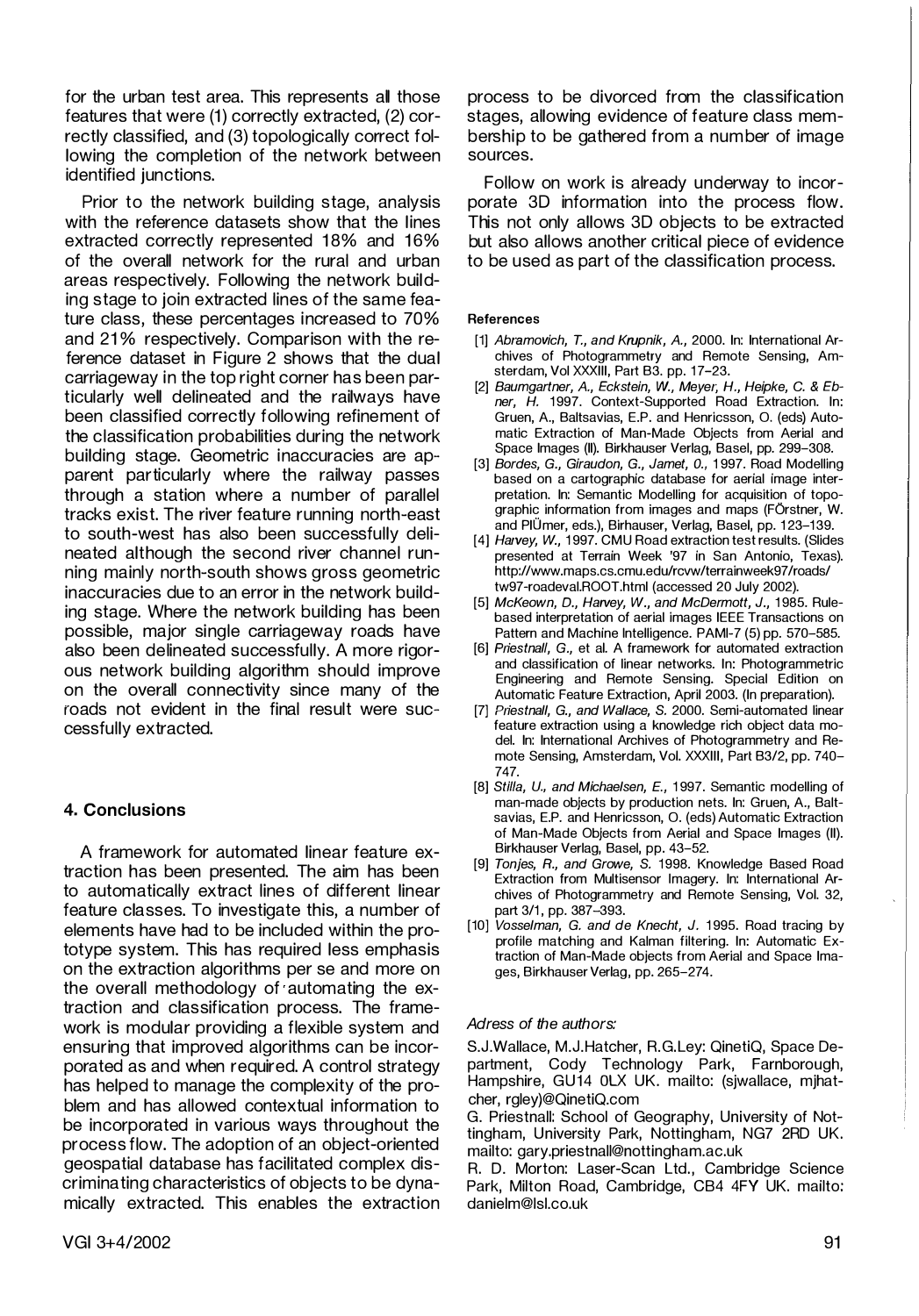for the urban test area. This represents all those features that were (1) correctly extracted, (2) correctly classified, and (3) topologically correct following the completion of the network between identified junctions.

Prior to the network building stage, analysis with the reference datasets show that the lines extracted correctly represented 18% and 16% of the overall network for the rural and urban areas respectively. Following the network building stage to join extracted lines of the same feature class, these percentages increased to 70% and 21% respectively. Comparison with the reference dataset in Figure 2 shows that the dual carriageway in the top right corner has been particularly well delineated and the railways have been classified correctly following refinement of the classification probabilities during the network building stage. Geometric inaccuracies are apparent particularly where the railway passes through a station where a number of parallel tracks exist. The river feature running north-east to south-west has also been successfully delineated although the second river channel running mainly north-south shows gross geometric inaccuracies due to an error in the network building stage. Where the network building has been possible, major single carriageway roads have also been delineated successfully. A more rigorous network building algorithm should improve on the overall connectivity since many of the roads not evident in the final result were successfully extracted.

## 4. Conclusions

A framework for automated linear feature extraction has been presented. The aim has been to automatically extract lines of different linear feature classes. To investigate this, a number of elements have had to be included within the prototype system. This has required less emphasis on the extraction algorithms per se and more on the overall methodology of automating the extraction and classification process. The framework is modular providing a flexible system and ensuring that improved algorithms can be incorporated as and when required. A control strategy has helped to manage the complexity of the problem and has allowed contextual information to be incorporated in various ways throughout the process flow. The adoption of an object-oriented geospatial database has facilitated complex discriminating characteristics of objects to be dynamically extracted. This enables the extraction process to be divorced from the classification stages, allowing evidence of feature class membership to be gathered from a number of image sources.

Follow on work is already underway to incorporate 3D information into the process flow. This not only allows 3D objects to be extracted but also allows another critical piece of evidence to be used as part of the classification process.

### References

[1] *Abramovich, T., and Krupnik, A.,* 2000. In: International Archives of Photogrammetry and Remote Sensing, Amsterdam, Vol XXXIII, Part B3. pp. 17–23.

[2] *Baumgartner, A., Eckstein, W., Meyer, H., Heipke, C. & Ebner, H.* 1997. Context-Supported Road Extraction. In: Gruen, A., Baltsavias, E.P. and Henricsson, O. (eds) Automatic Extraction of Man-Made Objects from Aerial and Space Images (II). Birkhauser Verlag, Basel, pp. 299–308.

[3] *Bordes, G., Giraudon, G., Jamet, O.,* 1997. Road Modelling based on a cartographic database for aerial image interpretation. In: Semantic Modelling for acquisition of topographic information from images and maps (FÖrstner, W. and PlÜmer, eds.), Birhauser, Verlag, Basel, pp. 123–139.

[4] *Harvey, W.,* 1997. CMU Road extraction test results. (Slides presented at Terrain Week '97 in San Antonio, Texas). http://www.maps.cs.cmu.edu/rcvw/terrainweek97/roads/tw97-roadeval.ROOT.html (accessed 20 July 2002).

[5] *McKeown, D., Harvey, W., and McDermott, J.,* 1985. Rule-based interpretation of aerial images IEEE Transactions on Pattern and Machine Intelligence. PAMI-7 (5) pp. 570–585.

[6] *Priestnall, G.,* et al. A framework for automated extraction and classification of linear networks. In: Photogrammetric Engineering and Remote Sensing. Special Edition on Automatic Feature Extraction, April 2003. (In preparation).

[7] *Priestnall, G., and Wallace, S.* 2000. Semi-automated linear feature extraction using a knowledge rich object data model. In: International Archives of Photogrammetry and Remote Sensing, Amsterdam, Vol. XXXIII, Part B3/2, pp. 740–747.

[8] *Stilla, U., and Michaelsen, E.,* 1997. Semantic modelling of man-made objects by production nets. In: Gruen, A., Baltsavias, E.P. and Henricsson, O. (eds) Automatic Extraction of Man-Made Objects from Aerial and Space Images (II). Birkhauser Verlag, Basel, pp. 43–52.

[9] *Tonjes, R., and Growe, S.* 1998. Knowledge Based Road Extraction from Multisensor Imagery. In: International Archives of Photogrammetry and Remote Sensing, Vol. 32, part 3/1, pp. 387–393.

[10] *Vosselman, G. and de Knecht, J.* 1995. Road tracing by profile matching and Kalman filtering. In: Automatic Extraction of Man-Made objects from Aerial and Space Images, Birkhauser Verlag, pp. 265–274.

*Adress of the authors:*

S.J.Wallace, M.J.Hatcher, R.G.Ley: QinetiQ, Space Department, Cody Technology Park, Farnborough, Hampshire, GU14 0LX UK. mailto: (sjwallace, mjhatcher, rgley)@QinetiQ.com

G. Priestnall: School of Geography, University of Nottingham, University Park, Nottingham, NG7 2RD UK. mailto: gary.priestnall@nottingham.ac.uk

R. D. Morton: Laser-Scan Ltd., Cambridge Science Park, Milton Road, Cambridge, CB4 4FY UK. mailto: danielm@lsl.co.uk